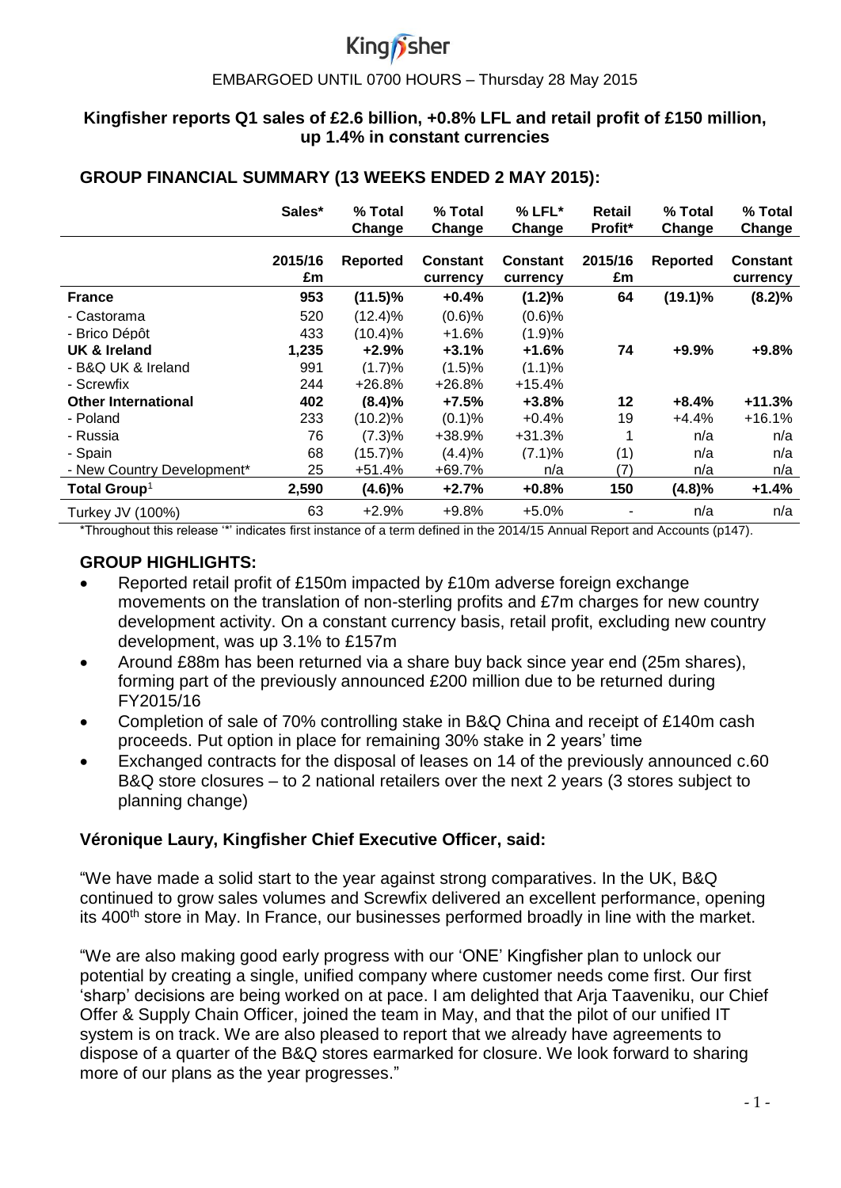# Kingfisher

EMBARGOED UNTIL 0700 HOURS – Thursday 28 May 2015

**Kingfisher reports Q1 sales of £2.6 billion, +0.8% LFL and retail profit of £150 million, up 1.4% in constant currencies**

## GROUP FINANCIAL SUMMARY (13 WEEKS ENDED 2 MAY 2015):

| | Sales* | % Total Change | % Total Change | % LFL* Change | Retail Profit* | % Total Change | % Total Change |
|---|---|---|---|---|---|---|---|
| | 2015/16 £m | Reported | Constant currency | Constant currency | 2015/16 £m | Reported | Constant currency |
| **France** | **953** | **(11.5)%** | **+0.4%** | **(1.2)%** | **64** | **(19.1)%** | **(8.2)%** |
| - Castorama | 520 | (12.4)% | (0.6)% | (0.6)% | | | |
| - Brico Dépôt | 433 | (10.4)% | +1.6% | (1.9)% | | | |
| **UK & Ireland** | **1,235** | **+2.9%** | **+3.1%** | **+1.6%** | **74** | **+9.9%** | **+9.8%** |
| - B&Q UK & Ireland | 991 | (1.7)% | (1.5)% | (1.1)% | | | |
| - Screwfix | 244 | +26.8% | +26.8% | +15.4% | | | |
| **Other International** | **402** | **(8.4)%** | **+7.5%** | **+3.8%** | **12** | **+8.4%** | **+11.3%** |
| - Poland | 233 | (10.2)% | (0.1)% | +0.4% | 19 | +4.4% | +16.1% |
| - Russia | 76 | (7.3)% | +38.9% | +31.3% | 1 | n/a | n/a |
| - Spain | 68 | (15.7)% | (4.4)% | (7.1)% | (1) | n/a | n/a |
| - New Country Development* | 25 | +51.4% | +69.7% | n/a | (7) | n/a | n/a |
| **Total Group**[1] | **2,590** | **(4.6)%** | **+2.7%** | **+0.8%** | **150** | **(4.8)%** | **+1.4%** |
| Turkey JV (100%) | 63 | +2.9% | +9.8% | +5.0% | - | n/a | n/a |

*Throughout this release '*' indicates first instance of a term defined in the 2014/15 Annual Report and Accounts (p147).

## GROUP HIGHLIGHTS:

- Reported retail profit of £150m impacted by £10m adverse foreign exchange movements on the translation of non-sterling profits and £7m charges for new country development activity. On a constant currency basis, retail profit, excluding new country development, was up 3.1% to £157m
- Around £88m has been returned via a share buy back since year end (25m shares), forming part of the previously announced £200 million due to be returned during FY2015/16
- Completion of sale of 70% controlling stake in B&Q China and receipt of £140m cash proceeds. Put option in place for remaining 30% stake in 2 years' time
- Exchanged contracts for the disposal of leases on 14 of the previously announced c.60 B&Q store closures – to 2 national retailers over the next 2 years (3 stores subject to planning change)

## Véronique Laury, Kingfisher Chief Executive Officer, said:

"We have made a solid start to the year against strong comparatives. In the UK, B&Q continued to grow sales volumes and Screwfix delivered an excellent performance, opening its 400th store in May. In France, our businesses performed broadly in line with the market.

"We are also making good early progress with our 'ONE' Kingfisher plan to unlock our potential by creating a single, unified company where customer needs come first. Our first 'sharp' decisions are being worked on at pace. I am delighted that Arja Taaveniku, our Chief Offer & Supply Chain Officer, joined the team in May, and that the pilot of our unified IT system is on track. We are also pleased to report that we already have agreements to dispose of a quarter of the B&Q stores earmarked for closure. We look forward to sharing more of our plans as the year progresses."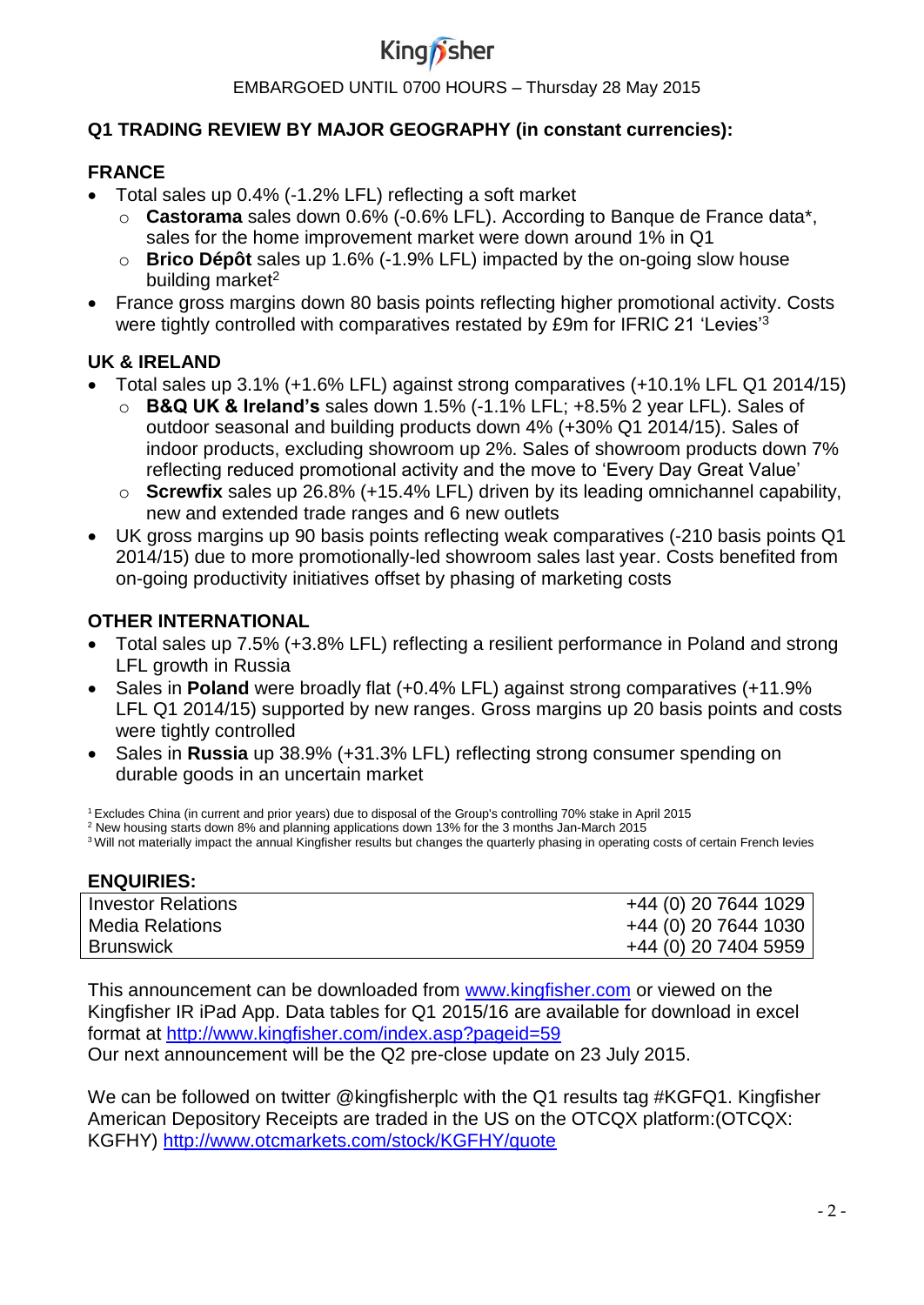EMBARGOED UNTIL 0700 HOURS – Thursday 28 May 2015

## Q1 TRADING REVIEW BY MAJOR GEOGRAPHY (in constant currencies):

### FRANCE

- Total sales up 0.4% (-1.2% LFL) reflecting a soft market
  - **Castorama** sales down 0.6% (-0.6% LFL). According to Banque de France data*, sales for the home improvement market were down around 1% in Q1
  - **Brico Dépôt** sales up 1.6% (-1.9% LFL) impacted by the on-going slow house building market[2]
- France gross margins down 80 basis points reflecting higher promotional activity. Costs were tightly controlled with comparatives restated by £9m for IFRIC 21 'Levies'[3]

### UK & IRELAND

- Total sales up 3.1% (+1.6% LFL) against strong comparatives (+10.1% LFL Q1 2014/15)
  - **B&Q UK & Ireland's** sales down 1.5% (-1.1% LFL; +8.5% 2 year LFL). Sales of outdoor seasonal and building products down 4% (+30% Q1 2014/15). Sales of indoor products, excluding showroom up 2%. Sales of showroom products down 7% reflecting reduced promotional activity and the move to 'Every Day Great Value'
  - **Screwfix** sales up 26.8% (+15.4% LFL) driven by its leading omnichannel capability, new and extended trade ranges and 6 new outlets
- UK gross margins up 90 basis points reflecting weak comparatives (-210 basis points Q1 2014/15) due to more promotionally-led showroom sales last year. Costs benefited from on-going productivity initiatives offset by phasing of marketing costs

### OTHER INTERNATIONAL

- Total sales up 7.5% (+3.8% LFL) reflecting a resilient performance in Poland and strong LFL growth in Russia
- Sales in **Poland** were broadly flat (+0.4% LFL) against strong comparatives (+11.9% LFL Q1 2014/15) supported by new ranges. Gross margins up 20 basis points and costs were tightly controlled
- Sales in **Russia** up 38.9% (+31.3% LFL) reflecting strong consumer spending on durable goods in an uncertain market

[1] Excludes China (in current and prior years) due to disposal of the Group's controlling 70% stake in April 2015
[2] New housing starts down 8% and planning applications down 13% for the 3 months Jan-March 2015
[3] Will not materially impact the annual Kingfisher results but changes the quarterly phasing in operating costs of certain French levies

### ENQUIRIES:

| | |
|---|---|
| Investor Relations | +44 (0) 20 7644 1029 |
| Media Relations | +44 (0) 20 7644 1030 |
| Brunswick | +44 (0) 20 7404 5959 |

This announcement can be downloaded from www.kingfisher.com or viewed on the Kingfisher IR iPad App. Data tables for Q1 2015/16 are available for download in excel format at http://www.kingfisher.com/index.asp?pageid=59
Our next announcement will be the Q2 pre-close update on 23 July 2015.

We can be followed on twitter @kingfisherplc with the Q1 results tag #KGFQ1. Kingfisher American Depository Receipts are traded in the US on the OTCQX platform:(OTCQX: KGFHY) http://www.otcmarkets.com/stock/KGFHY/quote